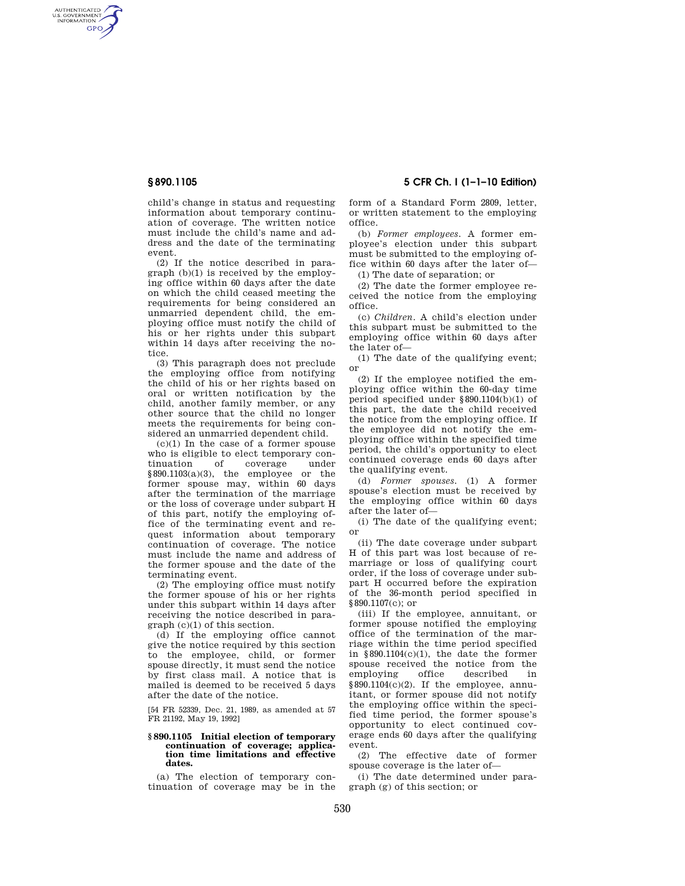child's change in status and requesting information about temporary continuation of coverage. The written notice must include the child's name and address and the date of the terminating event.

(2) If the notice described in paragraph (b)(1) is received by the employing office within 60 days after the date on which the child ceased meeting the requirements for being considered an unmarried dependent child, the employing office must notify the child of his or her rights under this subpart within 14 days after receiving the notice.

(3) This paragraph does not preclude the employing office from notifying the child of his or her rights based on oral or written notification by the child, another family member, or any other source that the child no longer meets the requirements for being considered an unmarried dependent child.

(c)(1) In the case of a former spouse who is eligible to elect temporary continuation of coverage under §890.1103(a)(3), the employee or the former spouse may, within 60 days after the termination of the marriage or the loss of coverage under subpart H of this part, notify the employing office of the terminating event and request information about temporary continuation of coverage. The notice must include the name and address of the former spouse and the date of the terminating event.

(2) The employing office must notify the former spouse of his or her rights under this subpart within 14 days after receiving the notice described in paragraph (c)(1) of this section.

(d) If the employing office cannot give the notice required by this section to the employee, child, or former spouse directly, it must send the notice by first class mail. A notice that is mailed is deemed to be received 5 days after the date of the notice.

[54 FR 52339, Dec. 21, 1989, as amended at 57 FR 21192, May 19, 1992]

### §890.1105 Initial election of temporary continuation of coverage; application time limitations and effective dates.

(a) The election of temporary continuation of coverage may be in the form of a Standard Form 2809, letter, or written statement to the employing office.

(b) *Former employees.* A former employee's election under this subpart must be submitted to the employing office within 60 days after the later of—

(1) The date of separation; or

(2) The date the former employee received the notice from the employing office.

(c) *Children.* A child's election under this subpart must be submitted to the employing office within 60 days after the later of—

(1) The date of the qualifying event; or

(2) If the employee notified the employing office within the 60-day time period specified under §890.1104(b)(1) of this part, the date the child received the notice from the employing office. If the employee did not notify the employing office within the specified time period, the child's opportunity to elect continued coverage ends 60 days after the qualifying event.

(d) *Former spouses.* (1) A former spouse's election must be received by the employing office within 60 days after the later of—

(i) The date of the qualifying event; or

(ii) The date coverage under subpart H of this part was lost because of remarriage or loss of qualifying court order, if the loss of coverage under subpart H occurred before the expiration of the 36-month period specified in §890.1107(c); or

(iii) If the employee, annuitant, or former spouse notified the employing office of the termination of the marriage within the time period specified in §890.1104(c)(1), the date the former spouse received the notice from the employing office described in §890.1104(c)(2). If the employee, annuitant, or former spouse did not notify the employing office within the specified time period, the former spouse's opportunity to elect continued coverage ends 60 days after the qualifying event.

(2) The effective date of former spouse coverage is the later of—

(i) The date determined under paragraph (g) of this section; or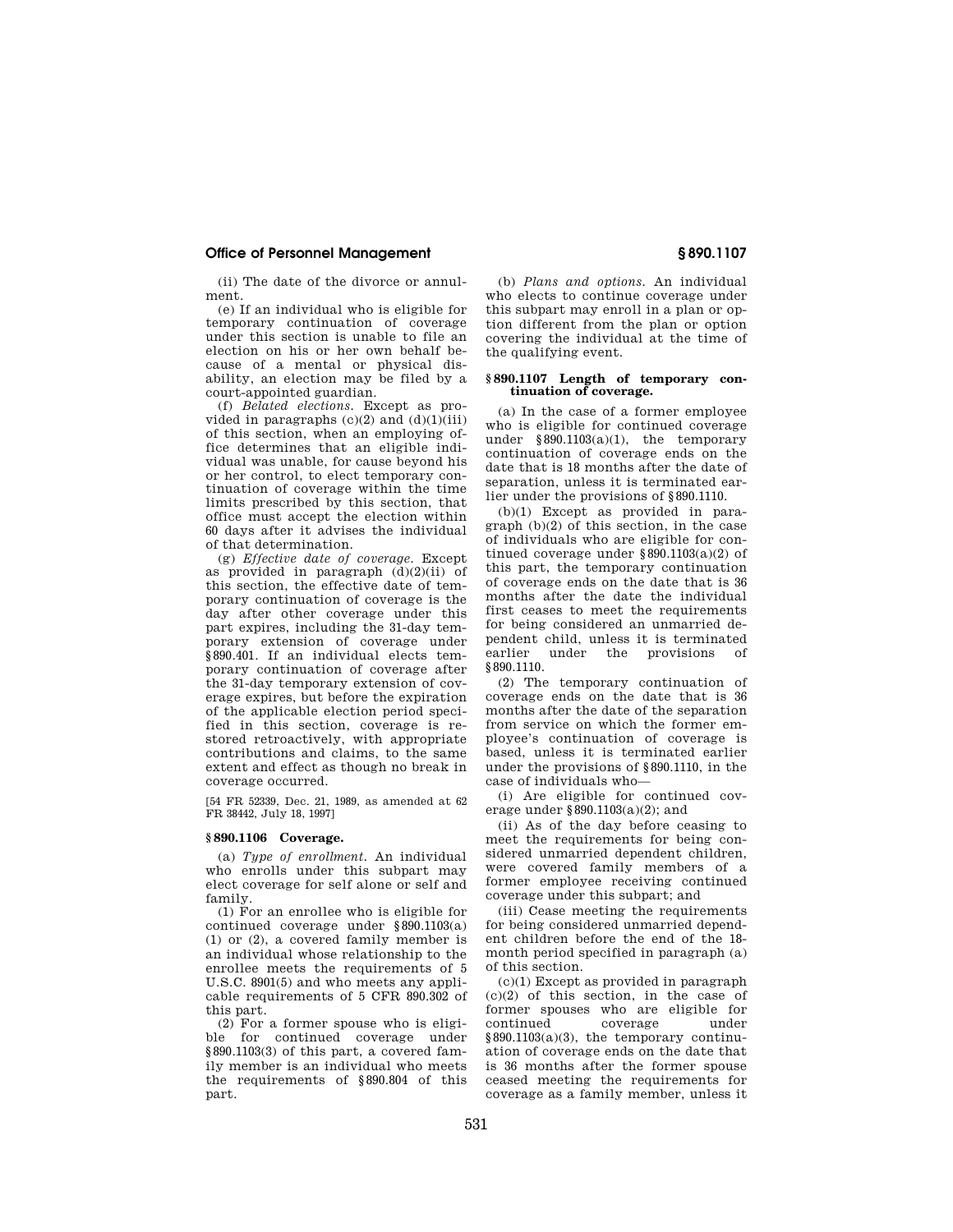(ii) The date of the divorce or annulment.

(e) If an individual who is eligible for temporary continuation of coverage under this section is unable to file an election on his or her own behalf because of a mental or physical disability, an election may be filed by a court-appointed guardian.

(f) *Belated elections.* Except as provided in paragraphs (c)(2) and (d)(1)(iii) of this section, when an employing office determines that an eligible individual was unable, for cause beyond his or her control, to elect temporary continuation of coverage within the time limits prescribed by this section, that office must accept the election within 60 days after it advises the individual of that determination.

(g) *Effective date of coverage.* Except as provided in paragraph (d)(2)(ii) of this section, the effective date of temporary continuation of coverage is the day after other coverage under this part expires, including the 31-day temporary extension of coverage under §890.401. If an individual elects temporary continuation of coverage after the 31-day temporary extension of coverage expires, but before the expiration of the applicable election period specified in this section, coverage is restored retroactively, with appropriate contributions and claims, to the same extent and effect as though no break in coverage occurred.

[54 FR 52339, Dec. 21, 1989, as amended at 62 FR 38442, July 18, 1997]

### §890.1106 Coverage.

(a) *Type of enrollment.* An individual who enrolls under this subpart may elect coverage for self alone or self and family.

(1) For an enrollee who is eligible for continued coverage under §890.1103(a) (1) or (2), a covered family member is an individual whose relationship to the enrollee meets the requirements of 5 U.S.C. 8901(5) and who meets any applicable requirements of 5 CFR 890.302 of this part.

(2) For a former spouse who is eligible for continued coverage under §890.1103(3) of this part, a covered family member is an individual who meets the requirements of §890.804 of this part.

(b) *Plans and options.* An individual who elects to continue coverage under this subpart may enroll in a plan or option different from the plan or option covering the individual at the time of the qualifying event.

### §890.1107 Length of temporary continuation of coverage.

(a) In the case of a former employee who is eligible for continued coverage under §890.1103(a)(1), the temporary continuation of coverage ends on the date that is 18 months after the date of separation, unless it is terminated earlier under the provisions of §890.1110.

(b)(1) Except as provided in paragraph (b)(2) of this section, in the case of individuals who are eligible for continued coverage under §890.1103(a)(2) of this part, the temporary continuation of coverage ends on the date that is 36 months after the date the individual first ceases to meet the requirements for being considered an unmarried dependent child, unless it is terminated earlier under the provisions of §890.1110.

(2) The temporary continuation of coverage ends on the date that is 36 months after the date of the separation from service on which the former employee's continuation of coverage is based, unless it is terminated earlier under the provisions of §890.1110, in the case of individuals who—

(i) Are eligible for continued coverage under §890.1103(a)(2); and

(ii) As of the day before ceasing to meet the requirements for being considered unmarried dependent children, were covered family members of a former employee receiving continued coverage under this subpart; and

(iii) Cease meeting the requirements for being considered unmarried dependent children before the end of the 18-month period specified in paragraph (a) of this section.

(c)(1) Except as provided in paragraph (c)(2) of this section, in the case of former spouses who are eligible for continued coverage under §890.1103(a)(3), the temporary continuation of coverage ends on the date that is 36 months after the former spouse ceased meeting the requirements for coverage as a family member, unless it